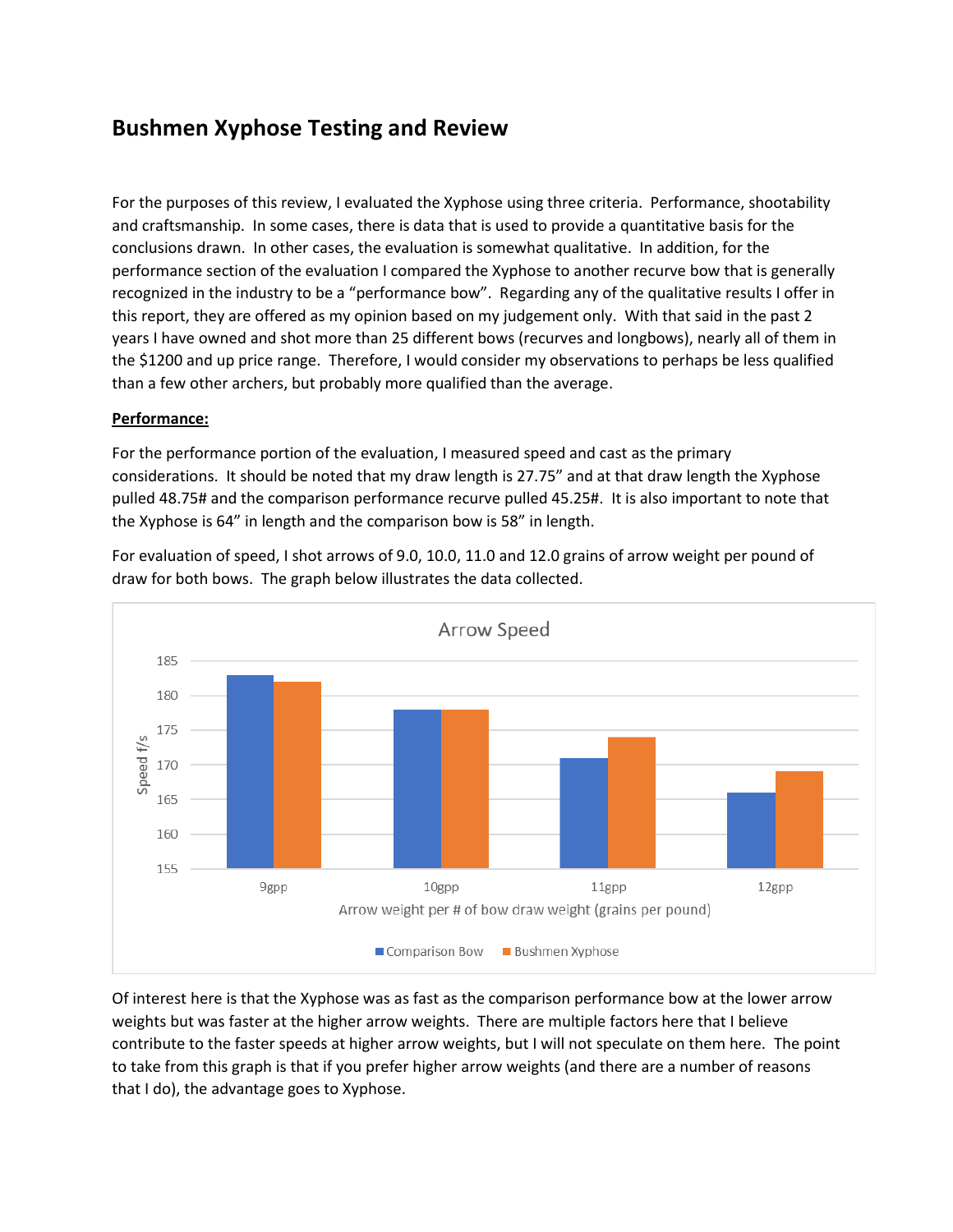# Bushmen Xyphose Testing and Review

For the purposes of this review, I evaluated the Xyphose using three criteria. Performance, shootability and craftsmanship. In some cases, there is data that is used to provide a quantitative basis for the conclusions drawn. In other cases, the evaluation is somewhat qualitative. In addition, for the performance section of the evaluation I compared the Xyphose to another recurve bow that is generally recognized in the industry to be a "performance bow". Regarding any of the qualitative results I offer in this report, they are offered as my opinion based on my judgement only. With that said in the past 2 years I have owned and shot more than 25 different bows (recurves and longbows), nearly all of them in the $1200 and up price range. Therefore, I would consider my observations to perhaps be less qualified than a few other archers, but probably more qualified than the average.

**Performance:**

For the performance portion of the evaluation, I measured speed and cast as the primary considerations. It should be noted that my draw length is 27.75" and at that draw length the Xyphose pulled 48.75# and the comparison performance recurve pulled 45.25#. It is also important to note that the Xyphose is 64" in length and the comparison bow is 58" in length.

For evaluation of speed, I shot arrows of 9.0, 10.0, 11.0 and 12.0 grains of arrow weight per pound of draw for both bows. The graph below illustrates the data collected.

Of interest here is that the Xyphose was as fast as the comparison performance bow at the lower arrow weights but was faster at the higher arrow weights. There are multiple factors here that I believe contribute to the faster speeds at higher arrow weights, but I will not speculate on them here. The point to take from this graph is that if you prefer higher arrow weights (and there are a number of reasons that I do), the advantage goes to Xyphose.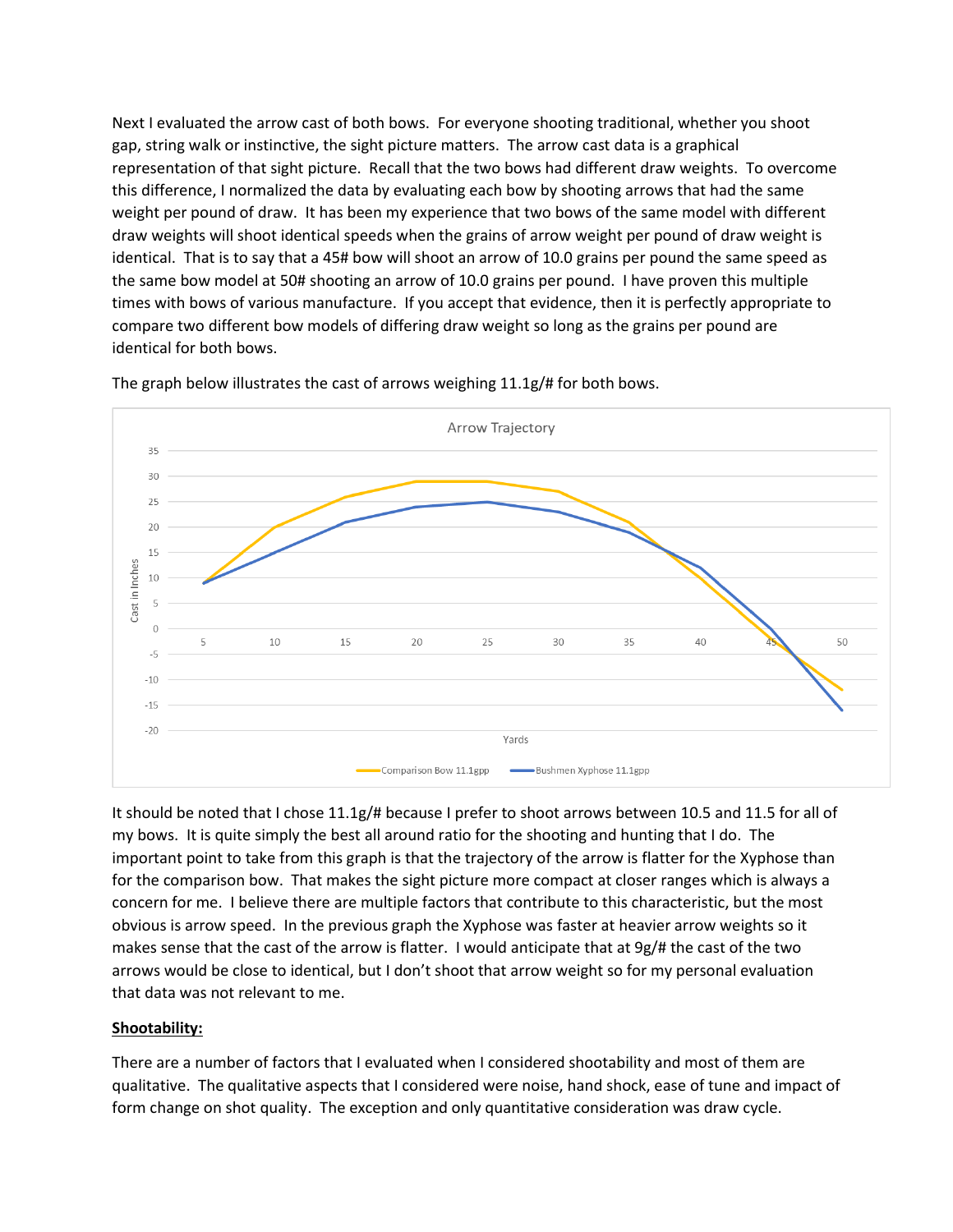Next I evaluated the arrow cast of both bows. For everyone shooting traditional, whether you shoot gap, string walk or instinctive, the sight picture matters. The arrow cast data is a graphical representation of that sight picture. Recall that the two bows had different draw weights. To overcome this difference, I normalized the data by evaluating each bow by shooting arrows that had the same weight per pound of draw. It has been my experience that two bows of the same model with different draw weights will shoot identical speeds when the grains of arrow weight per pound of draw weight is identical. That is to say that a 45# bow will shoot an arrow of 10.0 grains per pound the same speed as the same bow model at 50# shooting an arrow of 10.0 grains per pound. I have proven this multiple times with bows of various manufacture. If you accept that evidence, then it is perfectly appropriate to compare two different bow models of differing draw weight so long as the grains per pound are identical for both bows.

The graph below illustrates the cast of arrows weighing 11.1g/# for both bows.

It should be noted that I chose 11.1g/# because I prefer to shoot arrows between 10.5 and 11.5 for all of my bows. It is quite simply the best all around ratio for the shooting and hunting that I do. The important point to take from this graph is that the trajectory of the arrow is flatter for the Xyphose than for the comparison bow. That makes the sight picture more compact at closer ranges which is always a concern for me. I believe there are multiple factors that contribute to this characteristic, but the most obvious is arrow speed. In the previous graph the Xyphose was faster at heavier arrow weights so it makes sense that the cast of the arrow is flatter. I would anticipate that at 9g/# the cast of the two arrows would be close to identical, but I don't shoot that arrow weight so for my personal evaluation that data was not relevant to me.

**Shootability:**

There are a number of factors that I evaluated when I considered shootability and most of them are qualitative. The qualitative aspects that I considered were noise, hand shock, ease of tune and impact of form change on shot quality. The exception and only quantitative consideration was draw cycle.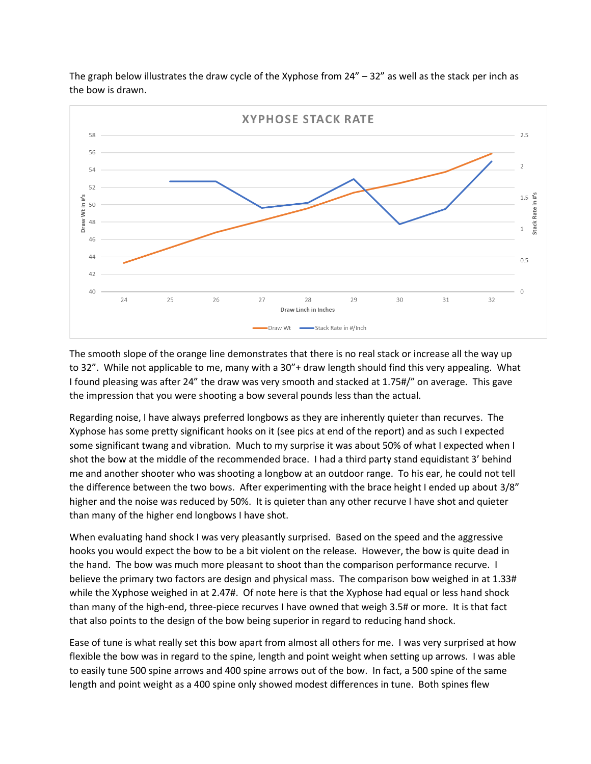The graph below illustrates the draw cycle of the Xyphose from 24" – 32" as well as the stack per inch as the bow is drawn.

The smooth slope of the orange line demonstrates that there is no real stack or increase all the way up to 32". While not applicable to me, many with a 30"+ draw length should find this very appealing. What I found pleasing was after 24" the draw was very smooth and stacked at 1.75#/" on average. This gave the impression that you were shooting a bow several pounds less than the actual.

Regarding noise, I have always preferred longbows as they are inherently quieter than recurves. The Xyphose has some pretty significant hooks on it (see pics at end of the report) and as such I expected some significant twang and vibration. Much to my surprise it was about 50% of what I expected when I shot the bow at the middle of the recommended brace. I had a third party stand equidistant 3' behind me and another shooter who was shooting a longbow at an outdoor range. To his ear, he could not tell the difference between the two bows. After experimenting with the brace height I ended up about 3/8" higher and the noise was reduced by 50%. It is quieter than any other recurve I have shot and quieter than many of the higher end longbows I have shot.

When evaluating hand shock I was very pleasantly surprised. Based on the speed and the aggressive hooks you would expect the bow to be a bit violent on the release. However, the bow is quite dead in the hand. The bow was much more pleasant to shoot than the comparison performance recurve. I believe the primary two factors are design and physical mass. The comparison bow weighed in at 1.33# while the Xyphose weighed in at 2.47#. Of note here is that the Xyphose had equal or less hand shock than many of the high-end, three-piece recurves I have owned that weigh 3.5# or more. It is that fact that also points to the design of the bow being superior in regard to reducing hand shock.

Ease of tune is what really set this bow apart from almost all others for me. I was very surprised at how flexible the bow was in regard to the spine, length and point weight when setting up arrows. I was able to easily tune 500 spine arrows and 400 spine arrows out of the bow. In fact, a 500 spine of the same length and point weight as a 400 spine only showed modest differences in tune. Both spines flew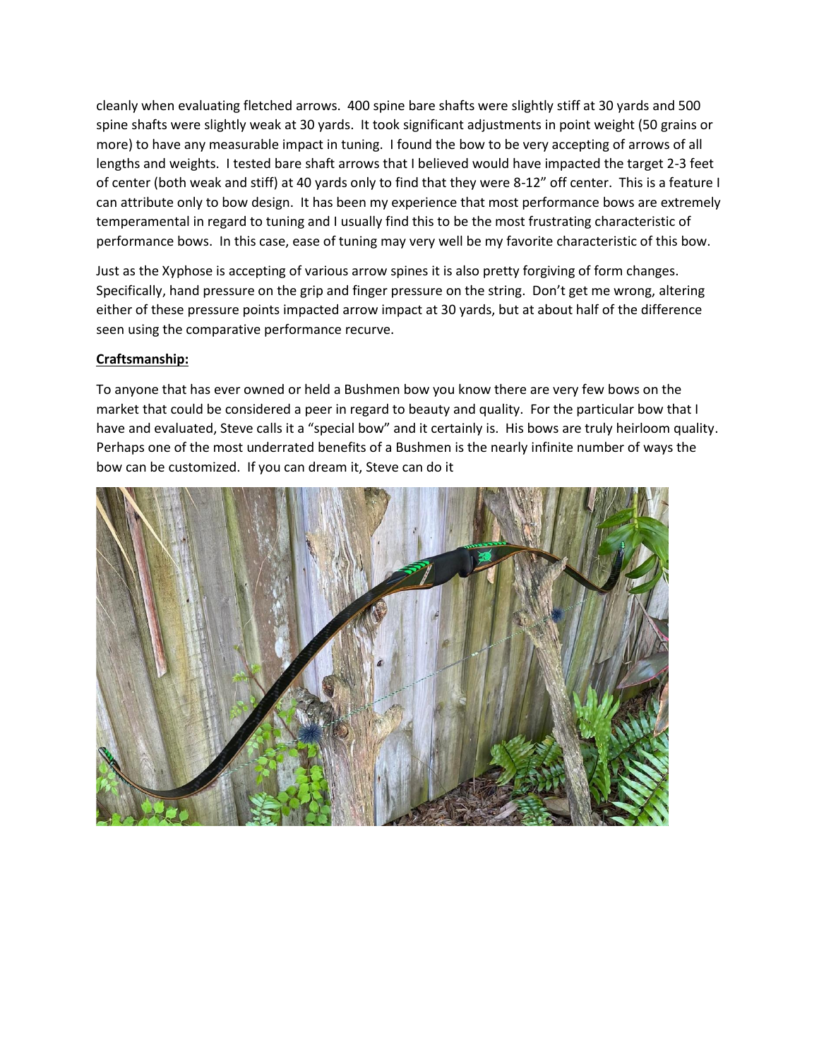cleanly when evaluating fletched arrows. 400 spine bare shafts were slightly stiff at 30 yards and 500 spine shafts were slightly weak at 30 yards. It took significant adjustments in point weight (50 grains or more) to have any measurable impact in tuning. I found the bow to be very accepting of arrows of all lengths and weights. I tested bare shaft arrows that I believed would have impacted the target 2-3 feet of center (both weak and stiff) at 40 yards only to find that they were 8-12" off center. This is a feature I can attribute only to bow design. It has been my experience that most performance bows are extremely temperamental in regard to tuning and I usually find this to be the most frustrating characteristic of performance bows. In this case, ease of tuning may very well be my favorite characteristic of this bow.

Just as the Xyphose is accepting of various arrow spines it is also pretty forgiving of form changes. Specifically, hand pressure on the grip and finger pressure on the string. Don't get me wrong, altering either of these pressure points impacted arrow impact at 30 yards, but at about half of the difference seen using the comparative performance recurve.

**Craftsmanship:**

To anyone that has ever owned or held a Bushmen bow you know there are very few bows on the market that could be considered a peer in regard to beauty and quality. For the particular bow that I have and evaluated, Steve calls it a "special bow" and it certainly is. His bows are truly heirloom quality. Perhaps one of the most underrated benefits of a Bushmen is the nearly infinite number of ways the bow can be customized. If you can dream it, Steve can do it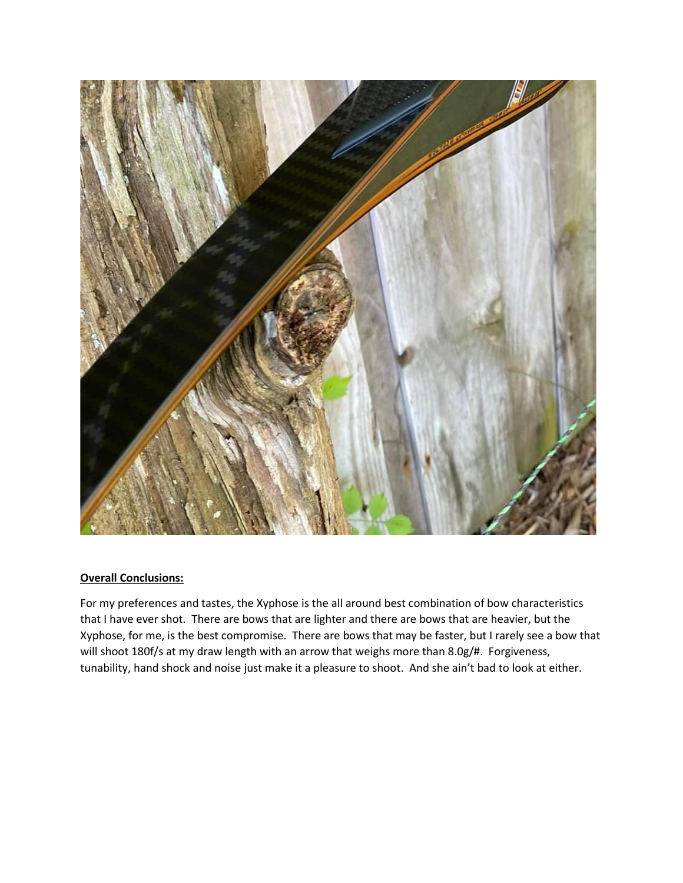**Overall Conclusions:**

For my preferences and tastes, the Xyphose is the all around best combination of bow characteristics that I have ever shot. There are bows that are lighter and there are bows that are heavier, but the Xyphose, for me, is the best compromise. There are bows that may be faster, but I rarely see a bow that will shoot 180f/s at my draw length with an arrow that weighs more than 8.0g/#. Forgiveness, tunability, hand shock and noise just make it a pleasure to shoot. And she ain't bad to look at either.